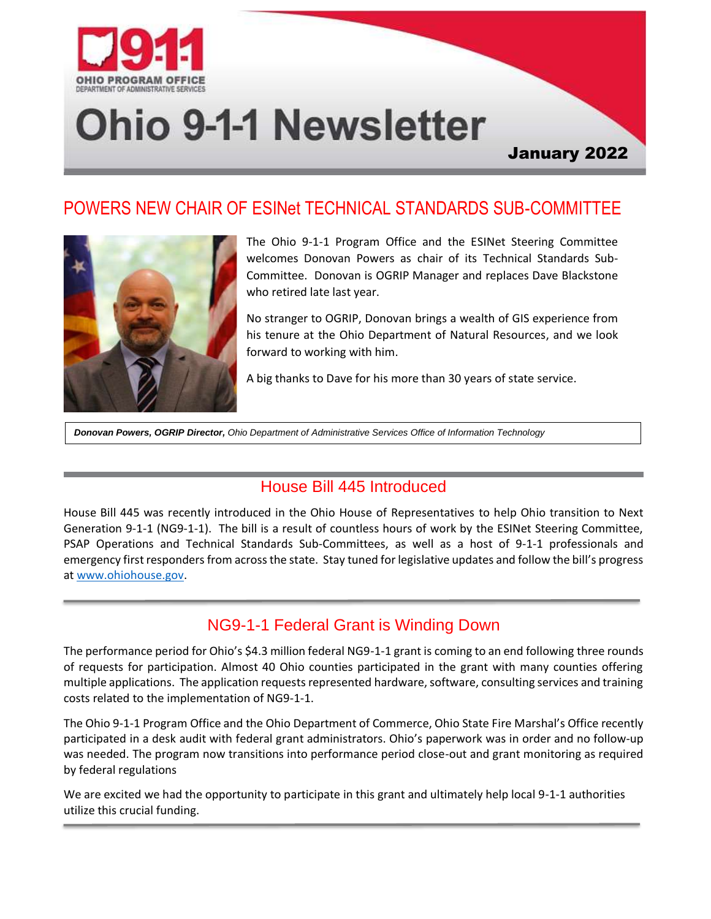# Ohio 9-1-1 Newsletter

**January 2022**

## POWERS NEW CHAIR OF ESINet TECHNICAL STANDARDS SUB-COMMITTEE

The Ohio 9-1-1 Program Office and the ESINet Steering Committee welcomes Donovan Powers as chair of its Technical Standards Sub-Committee. Donovan is OGRIP Manager and replaces Dave Blackstone who retired late last year.

No stranger to OGRIP, Donovan brings a wealth of GIS experience from his tenure at the Ohio Department of Natural Resources, and we look forward to working with him.

A big thanks to Dave for his more than 30 years of state service.

***Donovan Powers, OGRIP Director,*** *Ohio Department of Administrative Services Office of Information Technology*

## House Bill 445 Introduced

House Bill 445 was recently introduced in the Ohio House of Representatives to help Ohio transition to Next Generation 9-1-1 (NG9-1-1). The bill is a result of countless hours of work by the ESINet Steering Committee, PSAP Operations and Technical Standards Sub-Committees, as well as a host of 9-1-1 professionals and emergency first responders from across the state. Stay tuned for legislative updates and follow the bill's progress at [www.ohiohouse.gov](www.ohiohouse.gov).

## NG9-1-1 Federal Grant is Winding Down

The performance period for Ohio's $4.3 million federal NG9-1-1 grant is coming to an end following three rounds of requests for participation. Almost 40 Ohio counties participated in the grant with many counties offering multiple applications. The application requests represented hardware, software, consulting services and training costs related to the implementation of NG9-1-1.

The Ohio 9-1-1 Program Office and the Ohio Department of Commerce, Ohio State Fire Marshal's Office recently participated in a desk audit with federal grant administrators. Ohio's paperwork was in order and no follow-up was needed. The program now transitions into performance period close-out and grant monitoring as required by federal regulations

We are excited we had the opportunity to participate in this grant and ultimately help local 9-1-1 authorities utilize this crucial funding.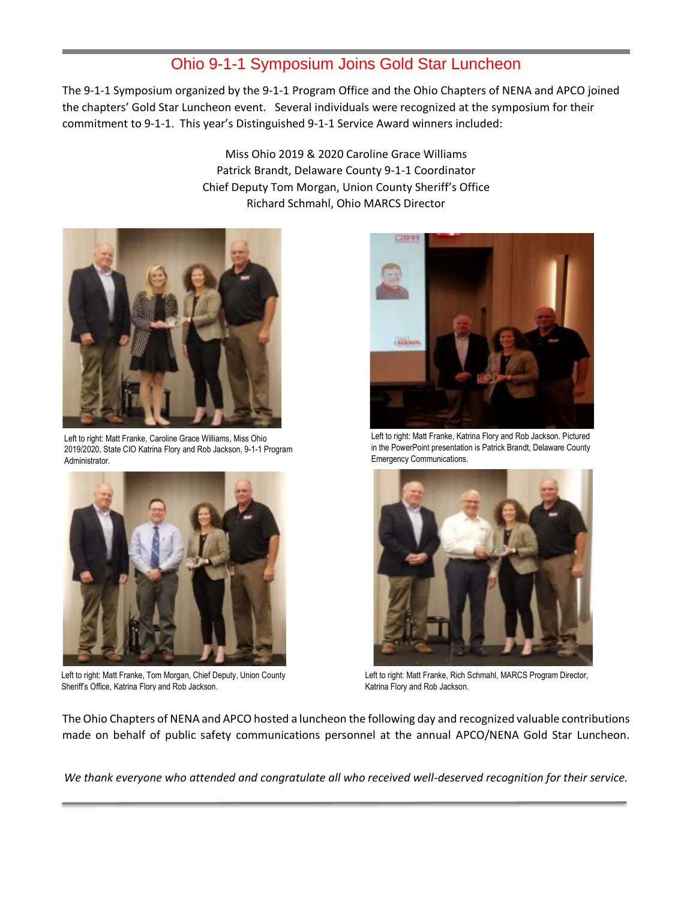## Ohio 9-1-1 Symposium Joins Gold Star Luncheon

The 9-1-1 Symposium organized by the 9-1-1 Program Office and the Ohio Chapters of NENA and APCO joined the chapters' Gold Star Luncheon event. Several individuals were recognized at the symposium for their commitment to 9-1-1. This year's Distinguished 9-1-1 Service Award winners included:

Miss Ohio 2019 & 2020 Caroline Grace Williams
Patrick Brandt, Delaware County 9-1-1 Coordinator
Chief Deputy Tom Morgan, Union County Sheriff's Office
Richard Schmahl, Ohio MARCS Director

Left to right: Matt Franke, Caroline Grace Williams, Miss Ohio 2019/2020, State CIO Katrina Flory and Rob Jackson, 9-1-1 Program Administrator.

Left to right: Matt Franke, Katrina Flory and Rob Jackson. Pictured in the PowerPoint presentation is Patrick Brandt, Delaware County Emergency Communications.

Left to right: Matt Franke, Tom Morgan, Chief Deputy, Union County Sheriff's Office, Katrina Flory and Rob Jackson.

Left to right: Matt Franke, Rich Schmahl, MARCS Program Director, Katrina Flory and Rob Jackson.

The Ohio Chapters of NENA and APCO hosted a luncheon the following day and recognized valuable contributions made on behalf of public safety communications personnel at the annual APCO/NENA Gold Star Luncheon.

*We thank everyone who attended and congratulate all who received well-deserved recognition for their service.*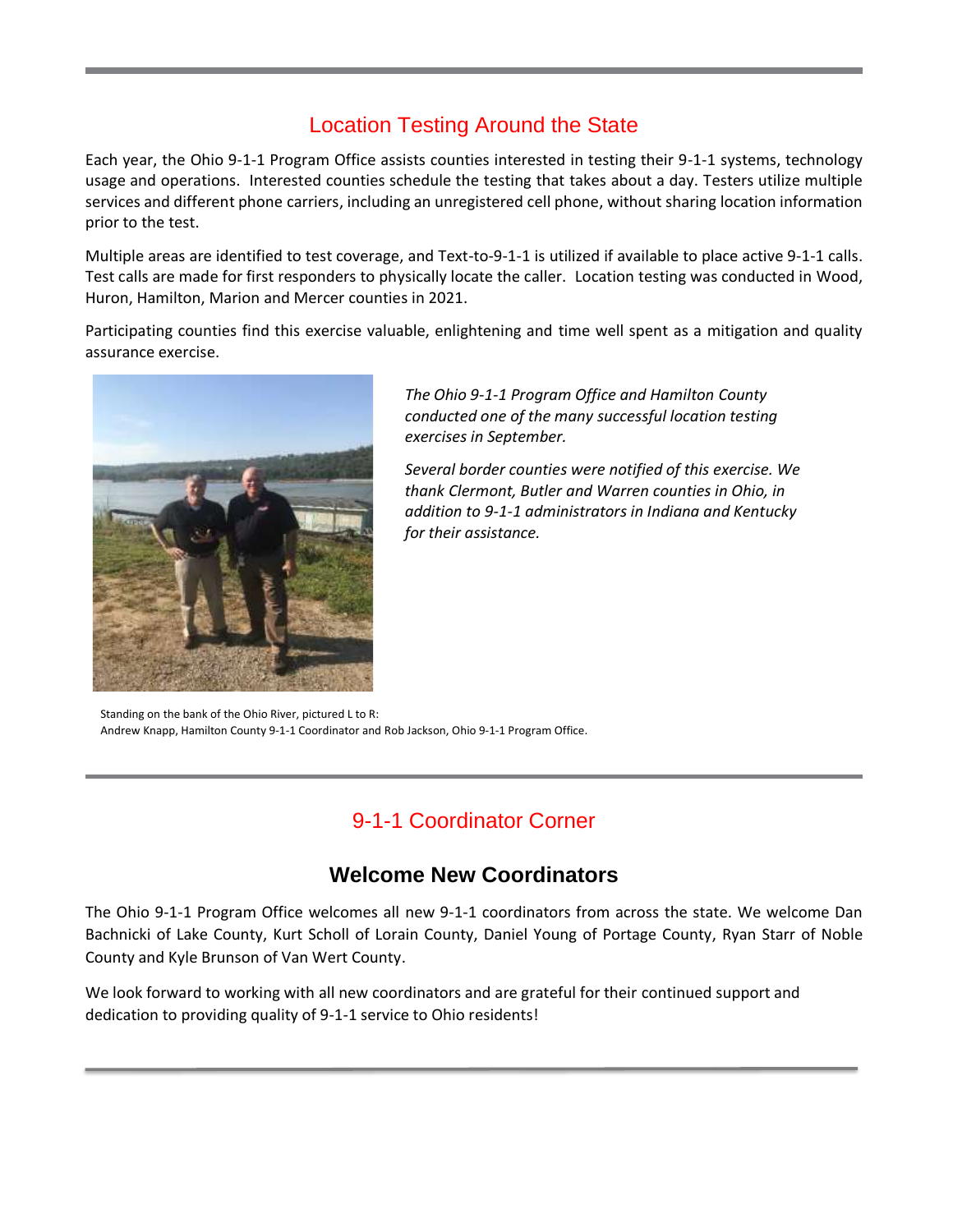## Location Testing Around the State

Each year, the Ohio 9-1-1 Program Office assists counties interested in testing their 9-1-1 systems, technology usage and operations. Interested counties schedule the testing that takes about a day. Testers utilize multiple services and different phone carriers, including an unregistered cell phone, without sharing location information prior to the test.

Multiple areas are identified to test coverage, and Text-to-9-1-1 is utilized if available to place active 9-1-1 calls. Test calls are made for first responders to physically locate the caller. Location testing was conducted in Wood, Huron, Hamilton, Marion and Mercer counties in 2021.

Participating counties find this exercise valuable, enlightening and time well spent as a mitigation and quality assurance exercise.

*The Ohio 9-1-1 Program Office and Hamilton County conducted one of the many successful location testing exercises in September.*

*Several border counties were notified of this exercise. We thank Clermont, Butler and Warren counties in Ohio, in addition to 9-1-1 administrators in Indiana and Kentucky for their assistance.*

Standing on the bank of the Ohio River, pictured L to R:
Andrew Knapp, Hamilton County 9-1-1 Coordinator and Rob Jackson, Ohio 9-1-1 Program Office.

## 9-1-1 Coordinator Corner

### Welcome New Coordinators

The Ohio 9-1-1 Program Office welcomes all new 9-1-1 coordinators from across the state. We welcome Dan Bachnicki of Lake County, Kurt Scholl of Lorain County, Daniel Young of Portage County, Ryan Starr of Noble County and Kyle Brunson of Van Wert County.

We look forward to working with all new coordinators and are grateful for their continued support and dedication to providing quality of 9-1-1 service to Ohio residents!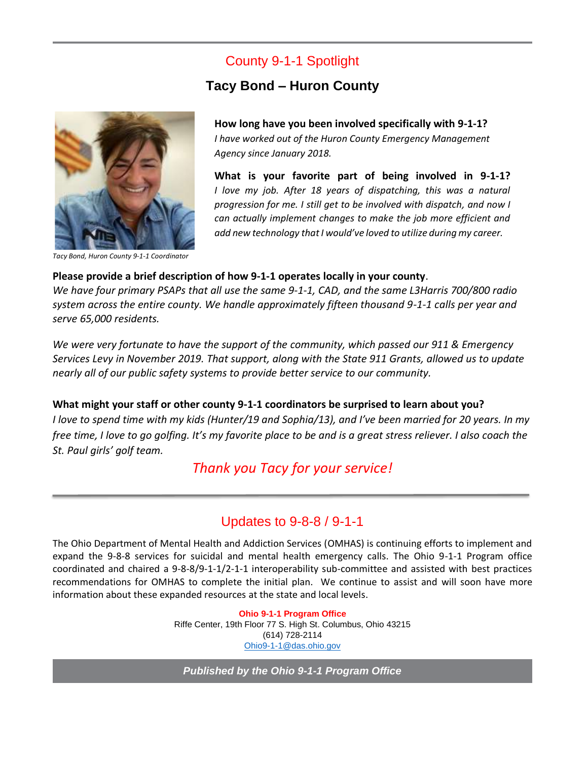## County 9-1-1 Spotlight

### Tacy Bond – Huron County

Tacy Bond, Huron County 9-1-1 Coordinator

**How long have you been involved specifically with 9-1-1?**
*I have worked out of the Huron County Emergency Management Agency since January 2018.*

**What is your favorite part of being involved in 9-1-1?**
*I love my job. After 18 years of dispatching, this was a natural progression for me. I still get to be involved with dispatch, and now I can actually implement changes to make the job more efficient and add new technology that I would've loved to utilize during my career.*

**Please provide a brief description of how 9-1-1 operates locally in your county.**
*We have four primary PSAPs that all use the same 9-1-1, CAD, and the same L3Harris 700/800 radio system across the entire county. We handle approximately fifteen thousand 9-1-1 calls per year and serve 65,000 residents.*

*We were very fortunate to have the support of the community, which passed our 911 & Emergency Services Levy in November 2019. That support, along with the State 911 Grants, allowed us to update nearly all of our public safety systems to provide better service to our community.*

**What might your staff or other county 9-1-1 coordinators be surprised to learn about you?**
*I love to spend time with my kids (Hunter/19 and Sophia/13), and I've been married for 20 years. In my free time, I love to go golfing. It's my favorite place to be and is a great stress reliever. I also coach the St. Paul girls' golf team.*

*Thank you Tacy for your service!*

## Updates to 9-8-8 / 9-1-1

The Ohio Department of Mental Health and Addiction Services (OMHAS) is continuing efforts to implement and expand the 9-8-8 services for suicidal and mental health emergency calls. The Ohio 9-1-1 Program office coordinated and chaired a 9-8-8/9-1-1/2-1-1 interoperability sub-committee and assisted with best practices recommendations for OMHAS to complete the initial plan. We continue to assist and will soon have more information about these expanded resources at the state and local levels.

**Ohio 9-1-1 Program Office**
Riffe Center, 19th Floor 77 S. High St. Columbus, Ohio 43215
(614) 728-2114
Ohio9-1-1@das.ohio.gov

***Published by the Ohio 9-1-1 Program Office***